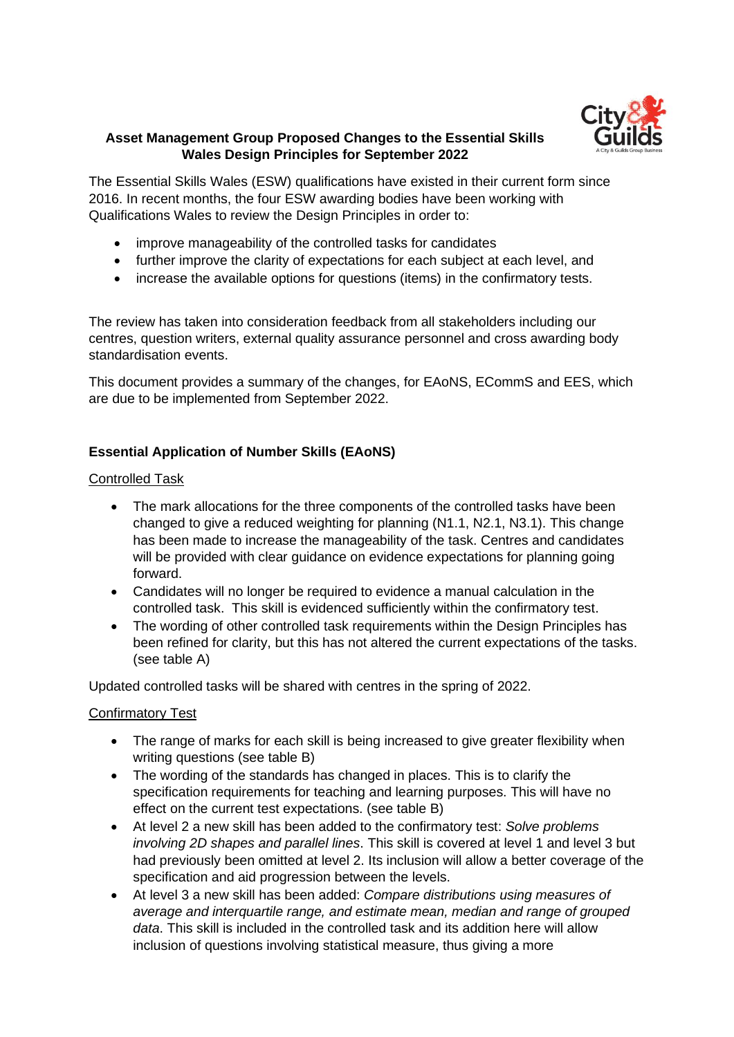# Asset Management Group Proposed Changes to the Essential Skills Wales Design Principles for September 2022

The Essential Skills Wales (ESW) qualifications have existed in their current form since 2016. In recent months, the four ESW awarding bodies have been working with Qualifications Wales to review the Design Principles in order to:

- improve manageability of the controlled tasks for candidates
- further improve the clarity of expectations for each subject at each level, and
- increase the available options for questions (items) in the confirmatory tests.

The review has taken into consideration feedback from all stakeholders including our centres, question writers, external quality assurance personnel and cross awarding body standardisation events.

This document provides a summary of the changes, for EAoNS, ECommS and EES, which are due to be implemented from September 2022.

## Essential Application of Number Skills (EAoNS)

### Controlled Task

- The mark allocations for the three components of the controlled tasks have been changed to give a reduced weighting for planning (N1.1, N2.1, N3.1). This change has been made to increase the manageability of the task. Centres and candidates will be provided with clear guidance on evidence expectations for planning going forward.
- Candidates will no longer be required to evidence a manual calculation in the controlled task. This skill is evidenced sufficiently within the confirmatory test.
- The wording of other controlled task requirements within the Design Principles has been refined for clarity, but this has not altered the current expectations of the tasks. (see table A)

Updated controlled tasks will be shared with centres in the spring of 2022.

### Confirmatory Test

- The range of marks for each skill is being increased to give greater flexibility when writing questions (see table B)
- The wording of the standards has changed in places. This is to clarify the specification requirements for teaching and learning purposes. This will have no effect on the current test expectations. (see table B)
- At level 2 a new skill has been added to the confirmatory test: *Solve problems involving 2D shapes and parallel lines*. This skill is covered at level 1 and level 3 but had previously been omitted at level 2. Its inclusion will allow a better coverage of the specification and aid progression between the levels.
- At level 3 a new skill has been added: *Compare distributions using measures of average and interquartile range, and estimate mean, median and range of grouped data*. This skill is included in the controlled task and its addition here will allow inclusion of questions involving statistical measure, thus giving a more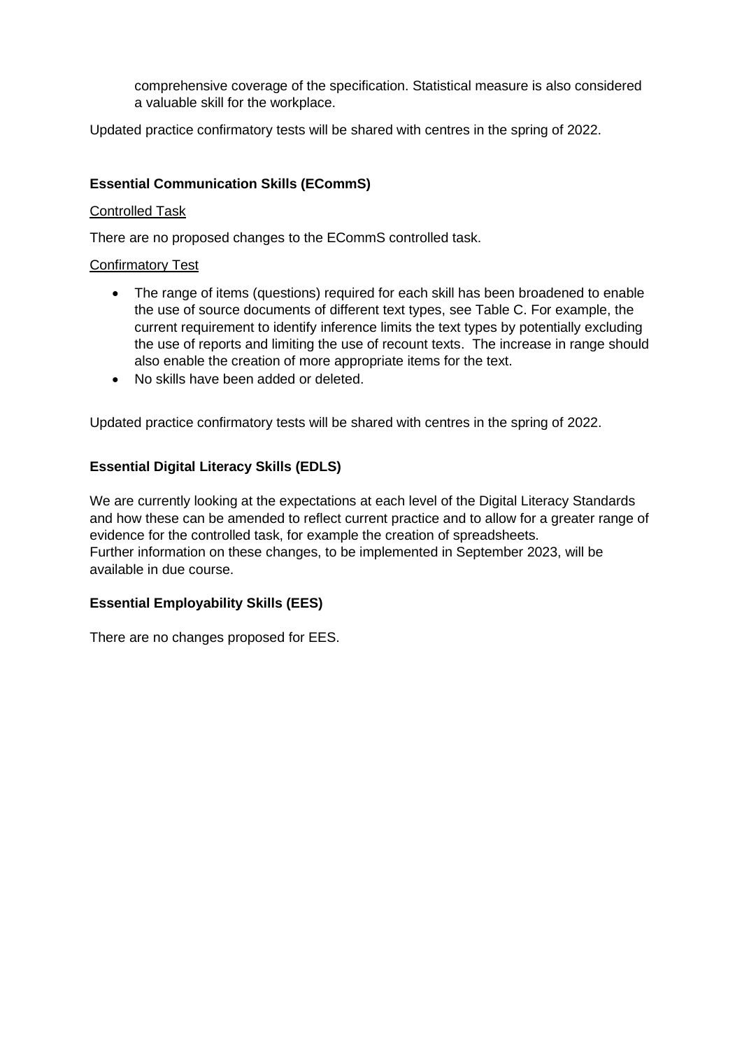comprehensive coverage of the specification. Statistical measure is also considered a valuable skill for the workplace.

Updated practice confirmatory tests will be shared with centres in the spring of 2022.

**Essential Communication Skills (ECommS)**

Controlled Task

There are no proposed changes to the ECommS controlled task.

Confirmatory Test

- The range of items (questions) required for each skill has been broadened to enable the use of source documents of different text types, see Table C. For example, the current requirement to identify inference limits the text types by potentially excluding the use of reports and limiting the use of recount texts. The increase in range should also enable the creation of more appropriate items for the text.
- No skills have been added or deleted.

Updated practice confirmatory tests will be shared with centres in the spring of 2022.

**Essential Digital Literacy Skills (EDLS)**

We are currently looking at the expectations at each level of the Digital Literacy Standards and how these can be amended to reflect current practice and to allow for a greater range of evidence for the controlled task, for example the creation of spreadsheets.
Further information on these changes, to be implemented in September 2023, will be available in due course.

**Essential Employability Skills (EES)**

There are no changes proposed for EES.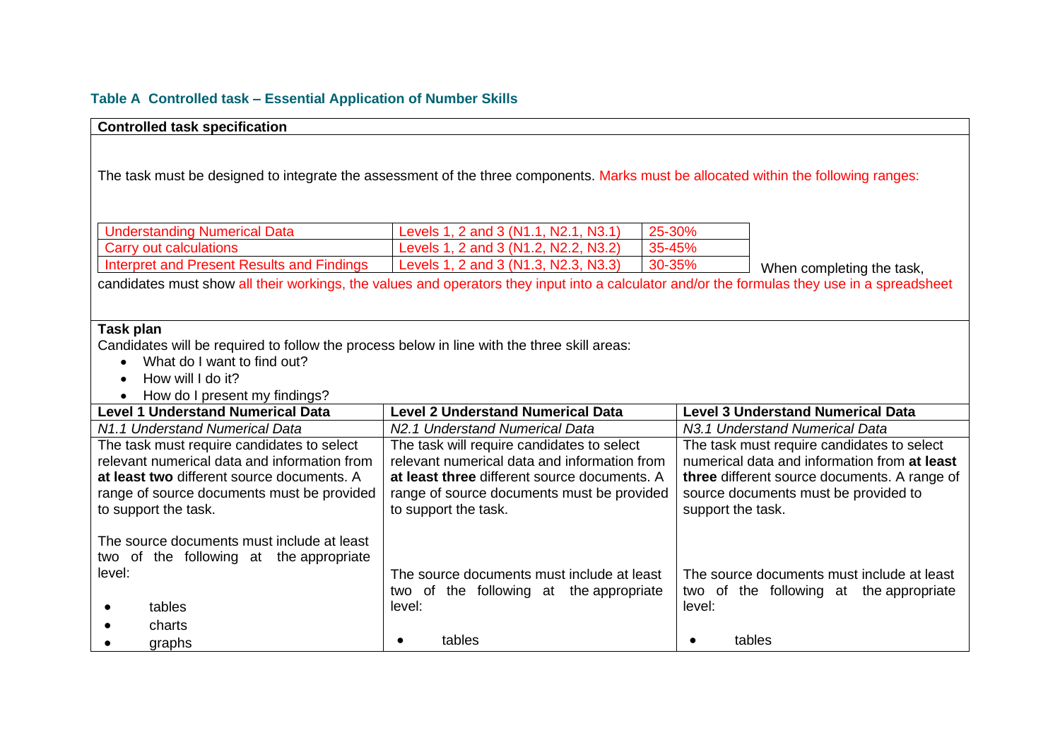### Table A Controlled task – Essential Application of Number Skills

**Controlled task specification**

The task must be designed to integrate the assessment of the three components. Marks must be allocated within the following ranges:

| Understanding Numerical Data | Levels 1, 2 and 3 (N1.1, N2.1, N3.1) | 25-30% |
|---|---|---|
| Carry out calculations | Levels 1, 2 and 3 (N1.2, N2.2, N3.2) | 35-45% |
| Interpret and Present Results and Findings | Levels 1, 2 and 3 (N1.3, N2.3, N3.3) | 30-35% |

When completing the task, candidates must show all their workings, the values and operators they input into a calculator and/or the formulas they use in a spreadsheet

**Task plan**

Candidates will be required to follow the process below in line with the three skill areas:

- What do I want to find out?
- How will I do it?
- How do I present my findings?

| **Level 1 Understand Numerical Data** | **Level 2 Understand Numerical Data** | **Level 3 Understand Numerical Data** |
|---|---|---|
| *N1.1 Understand Numerical Data* | *N2.1 Understand Numerical Data* | *N3.1 Understand Numerical Data* |
| The task must require candidates to select relevant numerical data and information from **at least two** different source documents. A range of source documents must be provided to support the task.<br><br>The source documents must include at least two of the following at the appropriate level:<br><br>• tables<br>• charts<br>• graphs | The task will require candidates to select relevant numerical data and information from **at least three** different source documents. A range of source documents must be provided to support the task.<br><br>The source documents must include at least two of the following at the appropriate level:<br><br>• tables | The task must require candidates to select numerical data and information from **at least three** different source documents. A range of source documents must be provided to support the task.<br><br>The source documents must include at least two of the following at the appropriate level:<br><br>• tables |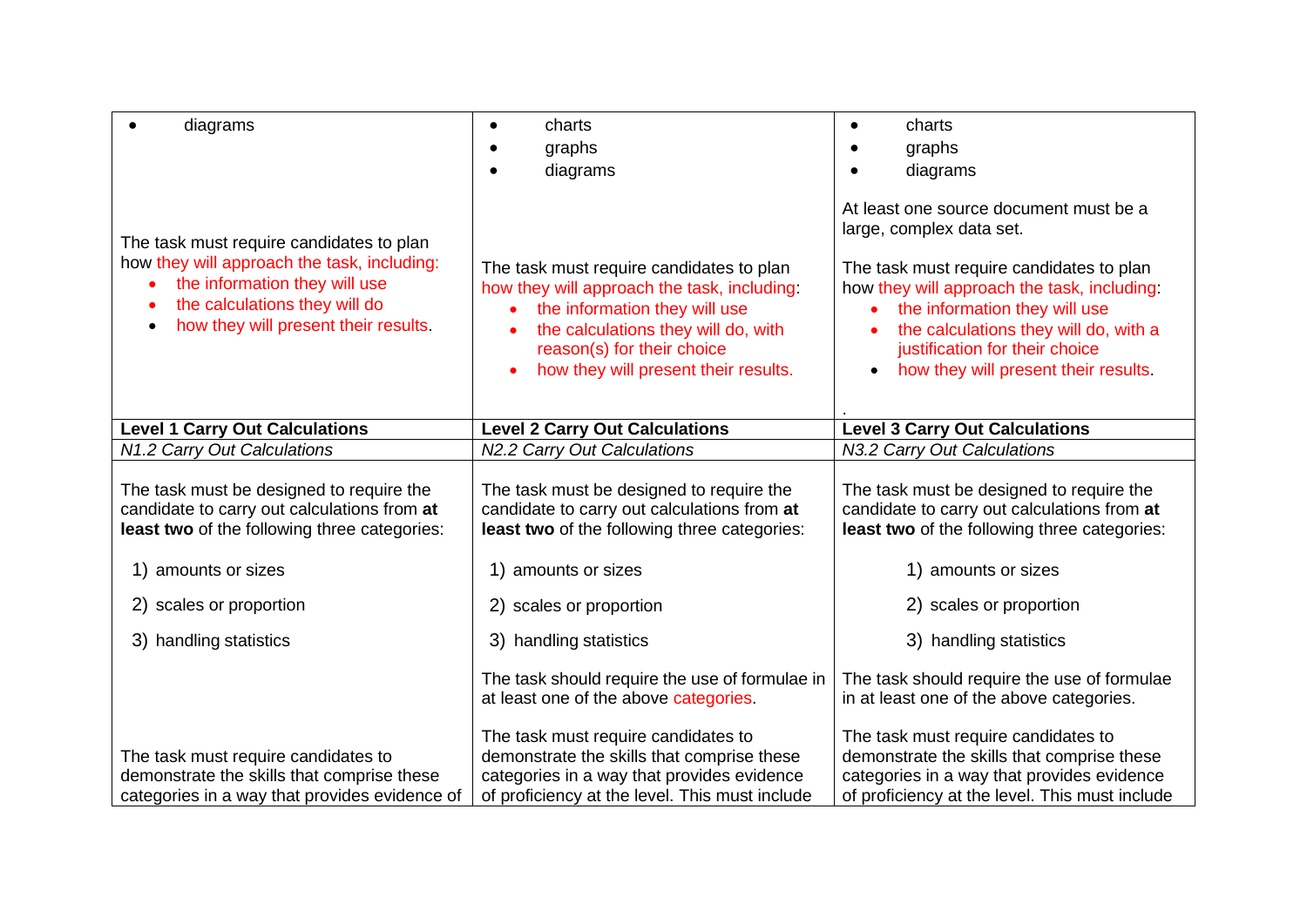| | | |
|---|---|---|
| • diagrams<br><br>The task must require candidates to plan how they will approach the task, including:<br>• the information they will use<br>• the calculations they will do<br>• how they will present their results. | • charts<br>• graphs<br>• diagrams<br><br>The task must require candidates to plan how they will approach the task, including:<br>• the information they will use<br>• the calculations they will do, with reason(s) for their choice<br>• how they will present their results. | • charts<br>• graphs<br>• diagrams<br><br>At least one source document must be a large, complex data set.<br><br>The task must require candidates to plan how they will approach the task, including:<br>• the information they will use<br>• the calculations they will do, with a justification for their choice<br>• how they will present their results.<br><br>. |
| **Level 1 Carry Out Calculations** | **Level 2 Carry Out Calculations** | **Level 3 Carry Out Calculations** |
| *N1.2 Carry Out Calculations* | *N2.2 Carry Out Calculations* | *N3.2 Carry Out Calculations* |
| The task must be designed to require the candidate to carry out calculations from **at least two** of the following three categories:<br><br>1) amounts or sizes<br>2) scales or proportion<br>3) handling statistics<br><br>The task must require candidates to demonstrate the skills that comprise these categories in a way that provides evidence of | The task must be designed to require the candidate to carry out calculations from **at least two** of the following three categories:<br><br>1) amounts or sizes<br>2) scales or proportion<br>3) handling statistics<br><br>The task should require the use of formulae in at least one of the above categories.<br><br>The task must require candidates to demonstrate the skills that comprise these categories in a way that provides evidence of proficiency at the level. This must include | The task must be designed to require the candidate to carry out calculations from **at least two** of the following three categories:<br><br>1) amounts or sizes<br>2) scales or proportion<br>3) handling statistics<br><br>The task should require the use of formulae in at least one of the above categories.<br><br>The task must require candidates to demonstrate the skills that comprise these categories in a way that provides evidence of proficiency at the level. This must include |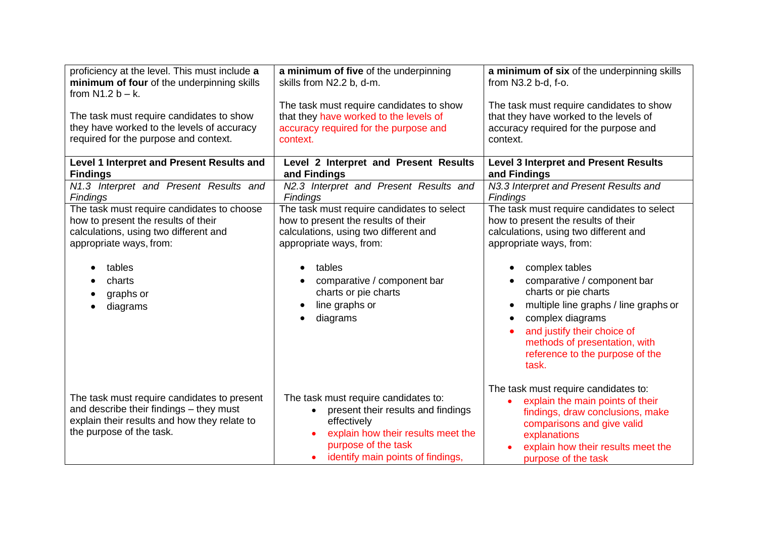| | | |
|---|---|---|
| proficiency at the level. This must include **a minimum of four** of the underpinning skills from N1.2 b – k.<br><br>The task must require candidates to show they have worked to the levels of accuracy required for the purpose and context. | **a minimum of five** of the underpinning skills from N2.2 b, d-m.<br><br>The task must require candidates to show that they have worked to the levels of accuracy required for the purpose and context. | **a minimum of six** of the underpinning skills from N3.2 b-d, f-o.<br><br>The task must require candidates to show that they have worked to the levels of accuracy required for the purpose and context. |
| **Level 1 Interpret and Present Results and Findings** | **Level 2 Interpret and Present Results and Findings** | **Level 3 Interpret and Present Results and Findings** |
| *N1.3 Interpret and Present Results and Findings* | *N2.3 Interpret and Present Results and Findings* | *N3.3 Interpret and Present Results and Findings* |
| The task must require candidates to choose how to present the results of their calculations, using two different and appropriate ways, from:<br><br>• tables<br>• charts<br>• graphs or<br>• diagrams | The task must require candidates to select how to present the results of their calculations, using two different and appropriate ways, from:<br><br>• tables<br>• comparative / component bar charts or pie charts<br>• line graphs or<br>• diagrams | The task must require candidates to select how to present the results of their calculations, using two different and appropriate ways, from:<br><br>• complex tables<br>• comparative / component bar charts or pie charts<br>• multiple line graphs / line graphs or<br>• complex diagrams<br>• and justify their choice of methods of presentation, with reference to the purpose of the task. |
| The task must require candidates to present and describe their findings – they must explain their results and how they relate to the purpose of the task. | The task must require candidates to:<br>• present their results and findings effectively<br>• explain how their results meet the purpose of the task<br>• identify main points of findings, | The task must require candidates to:<br>• explain the main points of their findings, draw conclusions, make comparisons and give valid explanations<br>• explain how their results meet the purpose of the task |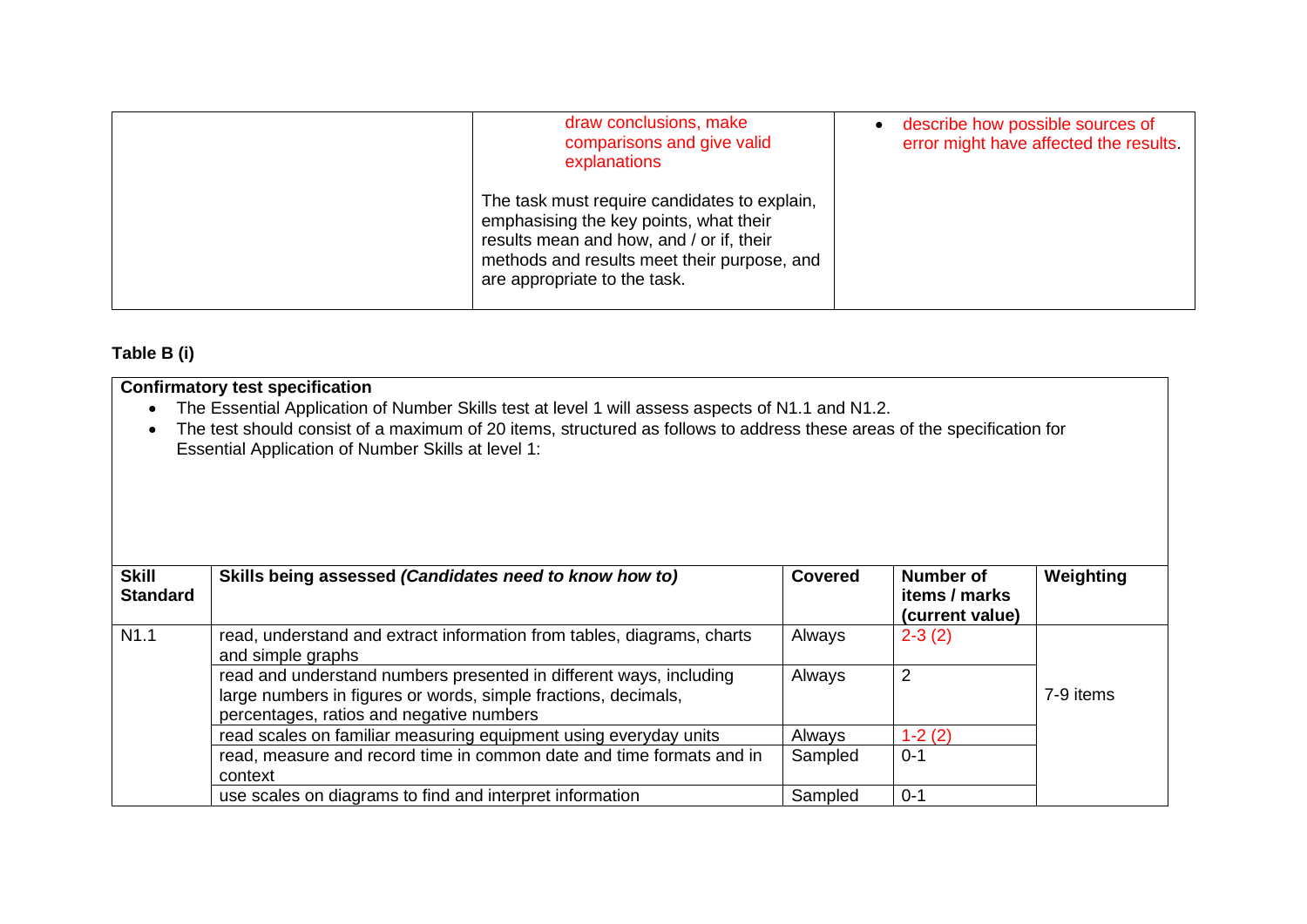| | draw conclusions, make comparisons and give valid explanations<br><br>The task must require candidates to explain, emphasising the key points, what their results mean and how, and / or if, their methods and results meet their purpose, and are appropriate to the task. | • describe how possible sources of error might have affected the results. |
|---|---|---|

**Table B (i)**

**Confirmatory test specification**

- The Essential Application of Number Skills test at level 1 will assess aspects of N1.1 and N1.2.
- The test should consist of a maximum of 20 items, structured as follows to address these areas of the specification for Essential Application of Number Skills at level 1:

| Skill Standard | Skills being assessed *(Candidates need to know how to)* | Covered | Number of items / marks (current value) | Weighting |
|---|---|---|---|---|
| N1.1 | read, understand and extract information from tables, diagrams, charts and simple graphs | Always | 2-3 (2) | 7-9 items |
| | read and understand numbers presented in different ways, including large numbers in figures or words, simple fractions, decimals, percentages, ratios and negative numbers | Always | 2 | |
| | read scales on familiar measuring equipment using everyday units | Always | 1-2 (2) | |
| | read, measure and record time in common date and time formats and in context | Sampled | 0-1 | |
| | use scales on diagrams to find and interpret information | Sampled | 0-1 | |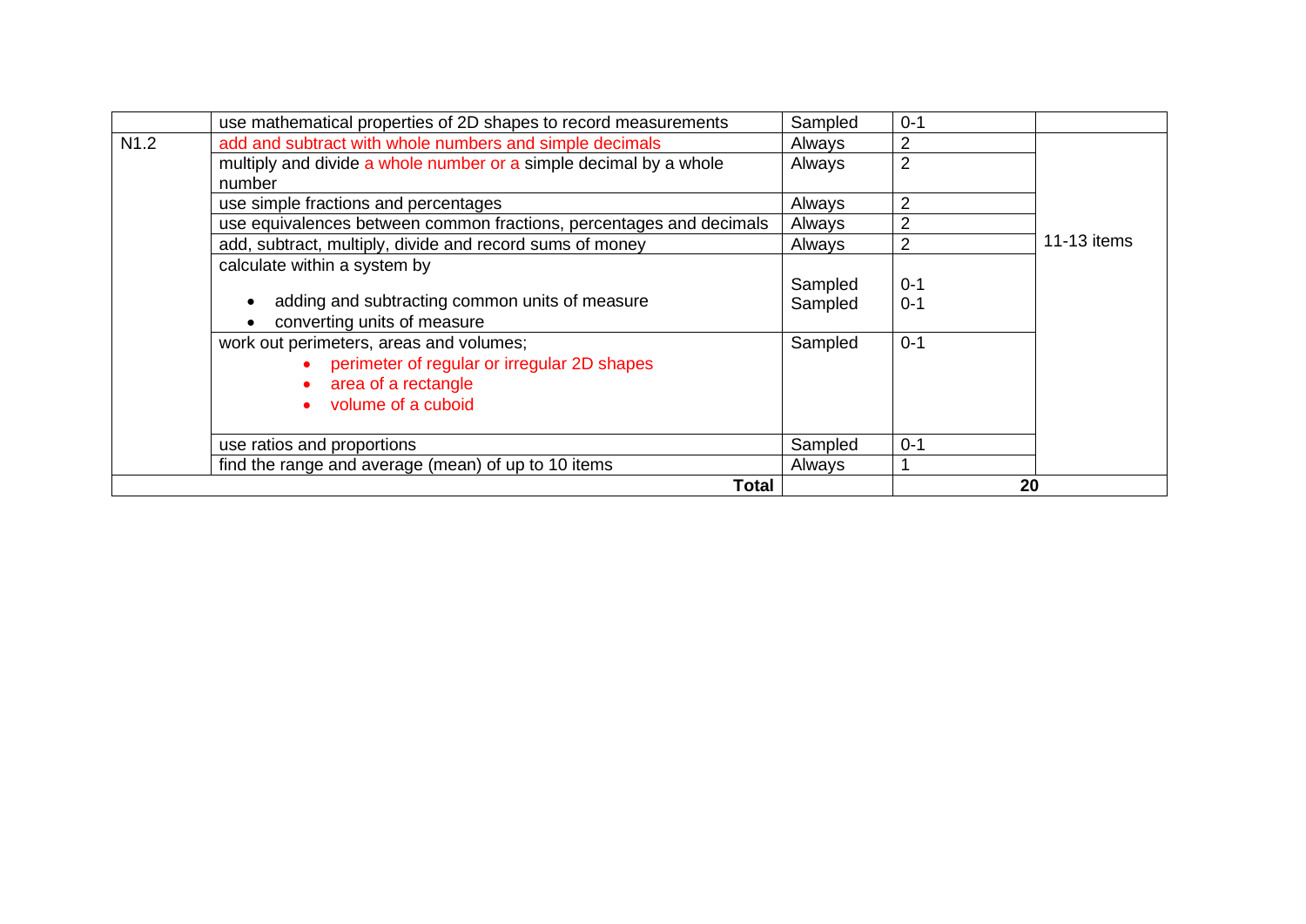| | | | | |
|---|---|---|---|---|
| | use mathematical properties of 2D shapes to record measurements | Sampled | 0-1 | |
| N1.2 | add and subtract with whole numbers and simple decimals | Always | 2 | 11-13 items |
| | multiply and divide a whole number or a simple decimal by a whole number | Always | 2 | |
| | use simple fractions and percentages | Always | 2 | |
| | use equivalences between common fractions, percentages and decimals | Always | 2 | |
| | add, subtract, multiply, divide and record sums of money | Always | 2 | |
| | calculate within a system by<br>• adding and subtracting common units of measure<br>• converting units of measure | Sampled<br>Sampled | 0-1<br>0-1 | |
| | work out perimeters, areas and volumes;<br>• perimeter of regular or irregular 2D shapes<br>• area of a rectangle<br>• volume of a cuboid | Sampled | 0-1 | |
| | use ratios and proportions | Sampled | 0-1 | |
| | find the range and average (mean) of up to 10 items | Always | 1 | |
| | **Total** | | **20** | |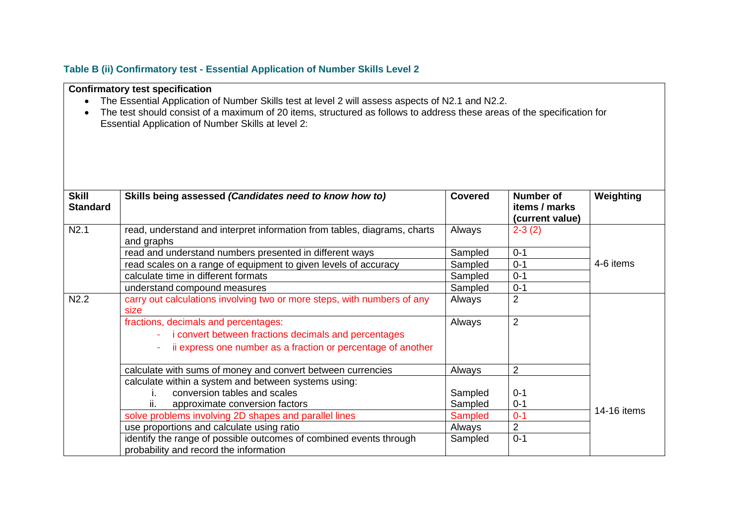### Table B (ii) Confirmatory test - Essential Application of Number Skills Level 2

**Confirmatory test specification**

- The Essential Application of Number Skills test at level 2 will assess aspects of N2.1 and N2.2.
- The test should consist of a maximum of 20 items, structured as follows to address these areas of the specification for Essential Application of Number Skills at level 2:

| Skill Standard | Skills being assessed *(Candidates need to know how to)* | Covered | Number of items / marks (current value) | Weighting |
|---|---|---|---|---|
| N2.1 | read, understand and interpret information from tables, diagrams, charts and graphs | Always | 2-3 (2) | 4-6 items |
| | read and understand numbers presented in different ways | Sampled | 0-1 | |
| | read scales on a range of equipment to given levels of accuracy | Sampled | 0-1 | |
| | calculate time in different formats | Sampled | 0-1 | |
| | understand compound measures | Sampled | 0-1 | |
| N2.2 | carry out calculations involving two or more steps, with numbers of any size | Always | 2 | 14-16 items |
| | fractions, decimals and percentages:<br>- i convert between fractions decimals and percentages<br>- ii express one number as a fraction or percentage of another | Always | 2 | |
| | calculate with sums of money and convert between currencies | Always | 2 | |
| | calculate within a system and between systems using:<br>i. conversion tables and scales<br>ii. approximate conversion factors | <br>Sampled<br>Sampled | <br>0-1<br>0-1 | |
| | solve problems involving 2D shapes and parallel lines | Sampled | 0-1 | |
| | use proportions and calculate using ratio | Always | 2 | |
| | identify the range of possible outcomes of combined events through probability and record the information | Sampled | 0-1 | |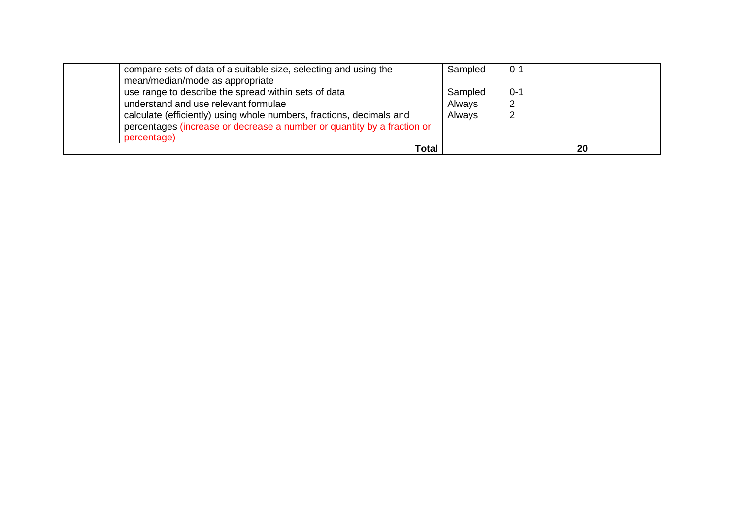| | | | | |
|---|---|---|---|---|
| | compare sets of data of a suitable size, selecting and using the mean/median/mode as appropriate | Sampled | 0-1 | |
| | use range to describe the spread within sets of data | Sampled | 0-1 | |
| | understand and use relevant formulae | Always | 2 | |
| | calculate (efficiently) using whole numbers, fractions, decimals and percentages (increase or decrease a number or quantity by a fraction or percentage) | Always | 2 | |
| | **Total** | | **20** | |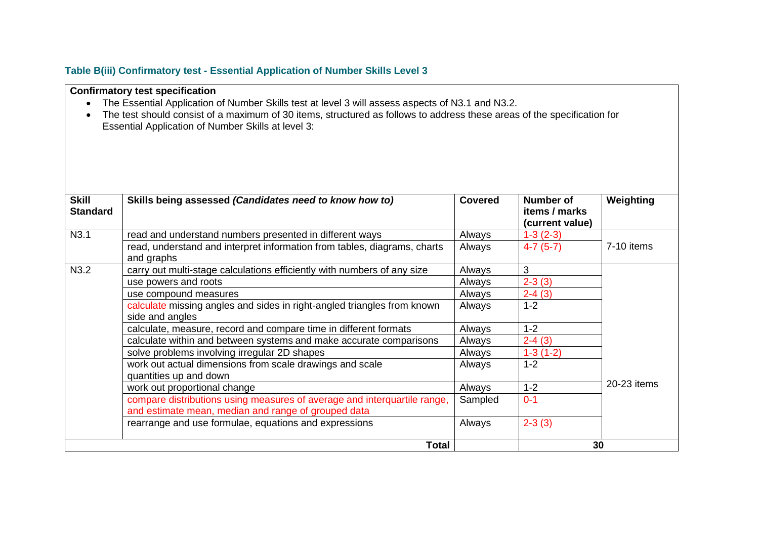### Table B(iii) Confirmatory test - Essential Application of Number Skills Level 3

**Confirmatory test specification**

- The Essential Application of Number Skills test at level 3 will assess aspects of N3.1 and N3.2.
- The test should consist of a maximum of 30 items, structured as follows to address these areas of the specification for Essential Application of Number Skills at level 3:

| Skill Standard | Skills being assessed *(Candidates need to know how to)* | Covered | Number of items / marks (current value) | Weighting |
|---|---|---|---|---|
| N3.1 | read and understand numbers presented in different ways | Always | 1-3 (2-3) | 7-10 items |
| | read, understand and interpret information from tables, diagrams, charts and graphs | Always | 4-7 (5-7) | |
| N3.2 | carry out multi-stage calculations efficiently with numbers of any size | Always | 3 | 20-23 items |
| | use powers and roots | Always | 2-3 (3) | |
| | use compound measures | Always | 2-4 (3) | |
| | calculate missing angles and sides in right-angled triangles from known side and angles | Always | 1-2 | |
| | calculate, measure, record and compare time in different formats | Always | 1-2 | |
| | calculate within and between systems and make accurate comparisons | Always | 2-4 (3) | |
| | solve problems involving irregular 2D shapes | Always | 1-3 (1-2) | |
| | work out actual dimensions from scale drawings and scale quantities up and down | Always | 1-2 | |
| | work out proportional change | Always | 1-2 | |
| | compare distributions using measures of average and interquartile range, and estimate mean, median and range of grouped data | Sampled | 0-1 | |
| | rearrange and use formulae, equations and expressions | Always | 2-3 (3) | |
| | **Total** | | **30** | |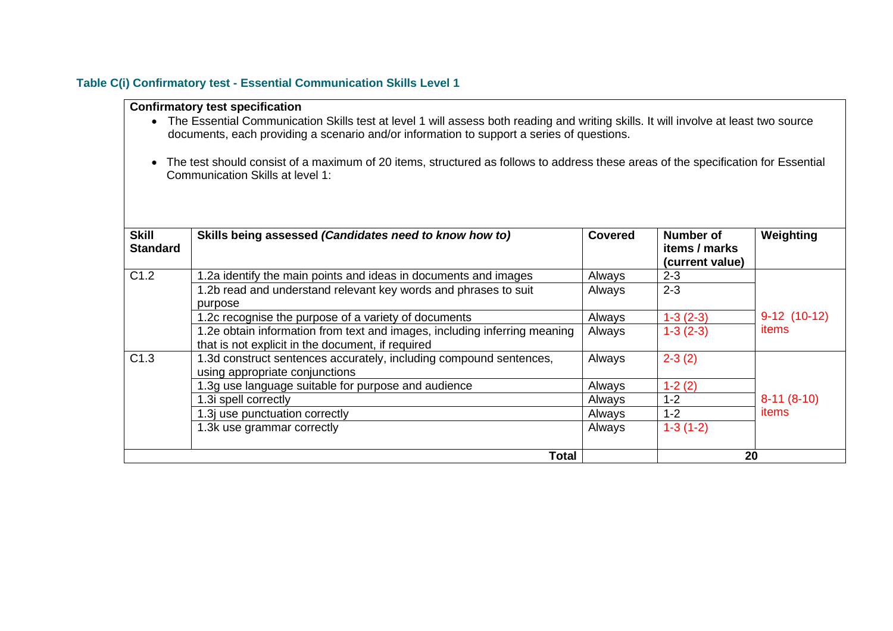### Table C(i) Confirmatory test - Essential Communication Skills Level 1

**Confirmatory test specification**

- The Essential Communication Skills test at level 1 will assess both reading and writing skills. It will involve at least two source documents, each providing a scenario and/or information to support a series of questions.
- The test should consist of a maximum of 20 items, structured as follows to address these areas of the specification for Essential Communication Skills at level 1:

| Skill Standard | Skills being assessed *(Candidates need to know how to)* | Covered | Number of items / marks (current value) | Weighting |
|---|---|---|---|---|
| C1.2 | 1.2a identify the main points and ideas in documents and images | Always | 2-3 | 9-12 (10-12) items |
| | 1.2b read and understand relevant key words and phrases to suit purpose | Always | 2-3 | |
| | 1.2c recognise the purpose of a variety of documents | Always | 1-3 (2-3) | |
| | 1.2e obtain information from text and images, including inferring meaning that is not explicit in the document, if required | Always | 1-3 (2-3) | |
| C1.3 | 1.3d construct sentences accurately, including compound sentences, using appropriate conjunctions | Always | 2-3 (2) | 8-11 (8-10) items |
| | 1.3g use language suitable for purpose and audience | Always | 1-2 (2) | |
| | 1.3i spell correctly | Always | 1-2 | |
| | 1.3j use punctuation correctly | Always | 1-2 | |
| | 1.3k use grammar correctly | Always | 1-3 (1-2) | |
| | **Total** | | 20 | |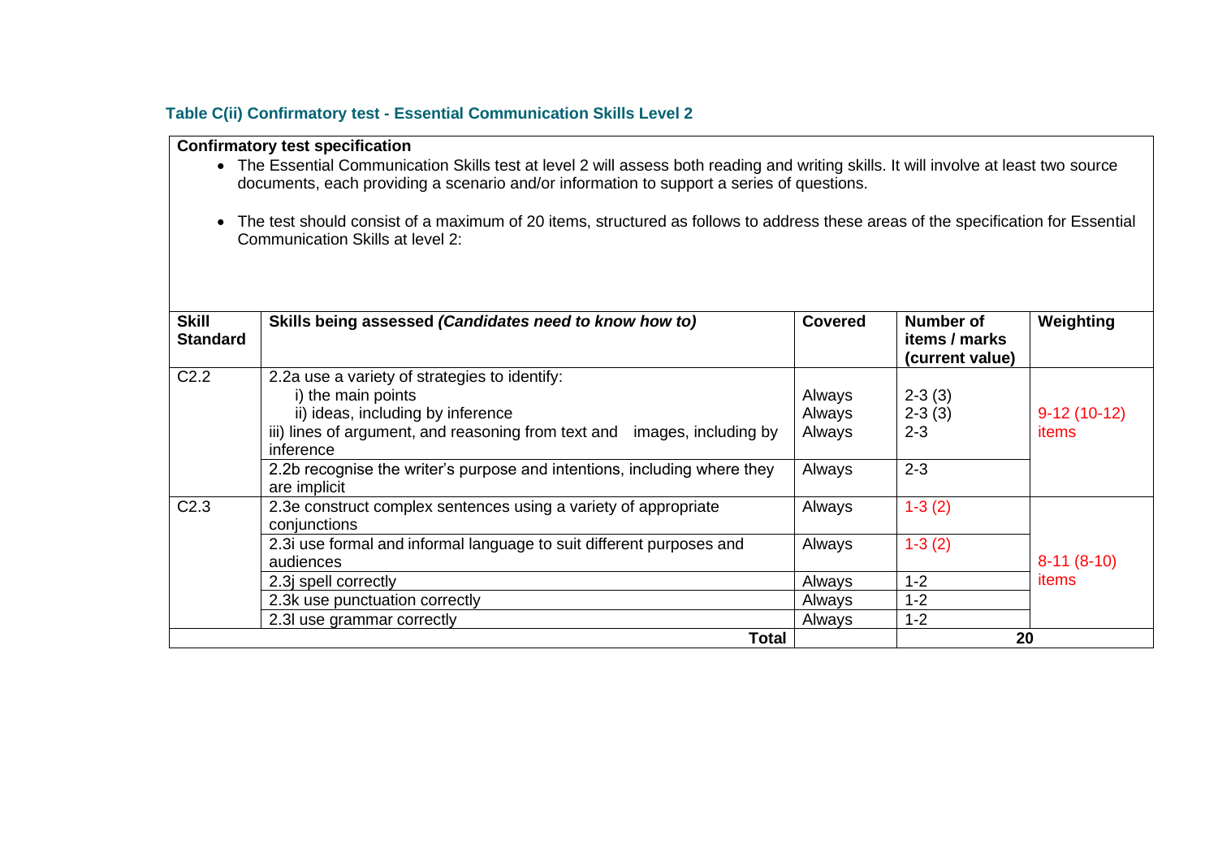### Table C(ii) Confirmatory test - Essential Communication Skills Level 2

**Confirmatory test specification**

- The Essential Communication Skills test at level 2 will assess both reading and writing skills. It will involve at least two source documents, each providing a scenario and/or information to support a series of questions.
- The test should consist of a maximum of 20 items, structured as follows to address these areas of the specification for Essential Communication Skills at level 2:

| Skill Standard | Skills being assessed *(Candidates need to know how to)* | Covered | Number of items / marks (current value) | Weighting |
|---|---|---|---|---|
| C2.2 | 2.2a use a variety of strategies to identify:<br>i) the main points<br>ii) ideas, including by inference<br>iii) lines of argument, and reasoning from text and images, including by inference | <br>Always<br>Always<br>Always | <br>2-3 (3)<br>2-3 (3)<br>2-3 | 9-12 (10-12) items |
| | 2.2b recognise the writer's purpose and intentions, including where they are implicit | Always | 2-3 | |
| C2.3 | 2.3e construct complex sentences using a variety of appropriate conjunctions | Always | 1-3 (2) | 8-11 (8-10) items |
| | 2.3i use formal and informal language to suit different purposes and audiences | Always | 1-3 (2) | |
| | 2.3j spell correctly | Always | 1-2 | |
| | 2.3k use punctuation correctly | Always | 1-2 | |
| | 2.3l use grammar correctly | Always | 1-2 | |
| | **Total** | | **20** | |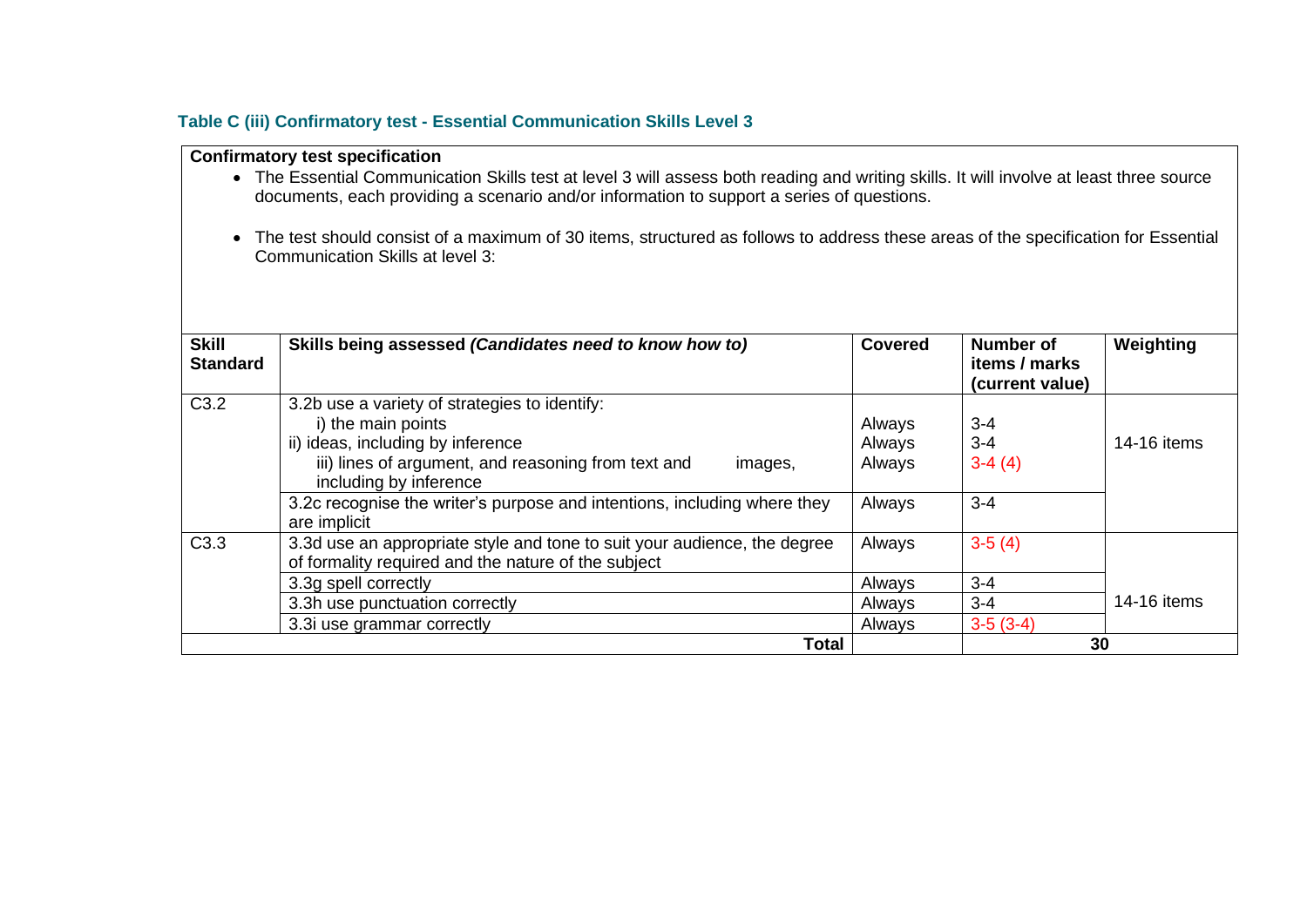### Table C (iii) Confirmatory test - Essential Communication Skills Level 3

**Confirmatory test specification**

- The Essential Communication Skills test at level 3 will assess both reading and writing skills. It will involve at least three source documents, each providing a scenario and/or information to support a series of questions.
- The test should consist of a maximum of 30 items, structured as follows to address these areas of the specification for Essential Communication Skills at level 3:

| Skill Standard | Skills being assessed *(Candidates need to know how to)* | Covered | Number of items / marks (current value) | Weighting |
|---|---|---|---|---|
| C3.2 | 3.2b use a variety of strategies to identify:<br>i) the main points<br>ii) ideas, including by inference<br>iii) lines of argument, and reasoning from text and images, including by inference | <br>Always<br>Always<br>Always | <br>3-4<br>3-4<br>3-4 (4) | 14-16 items |
| | 3.2c recognise the writer's purpose and intentions, including where they are implicit | Always | 3-4 | |
| C3.3 | 3.3d use an appropriate style and tone to suit your audience, the degree of formality required and the nature of the subject | Always | 3-5 (4) | 14-16 items |
| | 3.3g spell correctly | Always | 3-4 | |
| | 3.3h use punctuation correctly | Always | 3-4 | |
| | 3.3i use grammar correctly | Always | 3-5 (3-4) | |
| | **Total** | | **30** | |